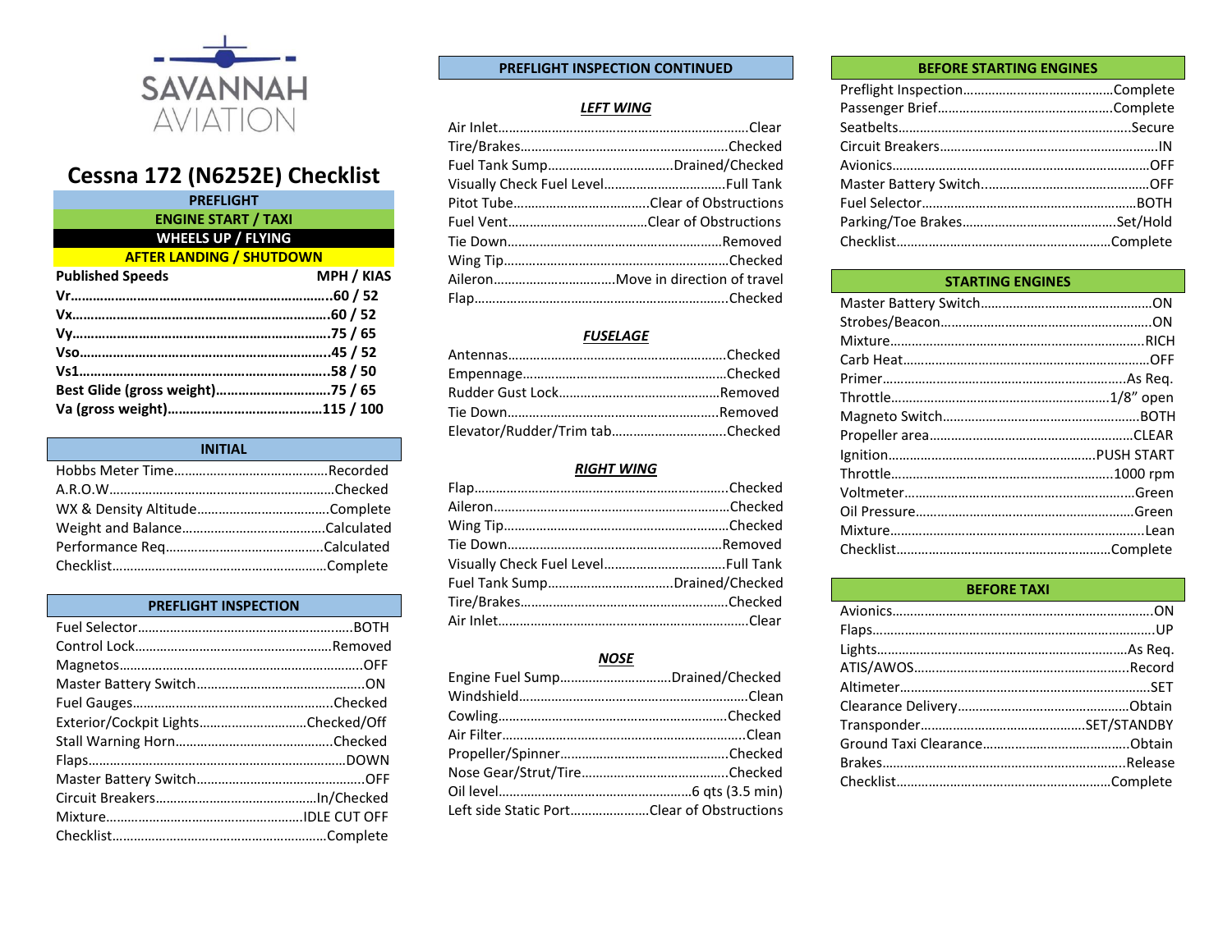SAVANNAH AVIATION

# Cessna 172 (N6252E) Checklist

| PREFLIGHT |
|---|
| ENGINE START / TAXI |
| WHEELS UP / FLYING |
| AFTER LANDING / SHUTDOWN |

| **Published Speeds** | **MPH / KIAS** |
|---|---|
| **Vr** | **60 / 52** |
| **Vx** | **60 / 52** |
| **Vy** | **75 / 65** |
| **Vso** | **45 / 52** |
| **Vs1** | **58 / 50** |
| **Best Glide (gross weight)** | **75 / 65** |
| **Va (gross weight)** | **115 / 100** |

## INITIAL

- Hobbs Meter Time……Recorded
- A.R.O.W……Checked
- WX & Density Altitude……Complete
- Weight and Balance……Calculated
- Performance Req……Calculated
- Checklist……Complete

## PREFLIGHT INSPECTION

- Fuel Selector……BOTH
- Control Lock……Removed
- Magnetos……OFF
- Master Battery Switch……ON
- Fuel Gauges……Checked
- Exterior/Cockpit Lights……Checked/Off
- Stall Warning Horn……Checked
- Flaps……DOWN
- Master Battery Switch……OFF
- Circuit Breakers……In/Checked
- Mixture……IDLE CUT OFF
- Checklist……Complete

## PREFLIGHT INSPECTION CONTINUED

### *LEFT WING*

- Air Inlet……Clear
- Tire/Brakes……Checked
- Fuel Tank Sump……Drained/Checked
- Visually Check Fuel Level……Full Tank
- Pitot Tube……Clear of Obstructions
- Fuel Vent……Clear of Obstructions
- Tie Down……Removed
- Wing Tip……Checked
- Aileron……Move in direction of travel
- Flap……Checked

### *FUSELAGE*

- Antennas……Checked
- Empennage……Checked
- Rudder Gust Lock……Removed
- Tie Down……Removed
- Elevator/Rudder/Trim tab……Checked

### *RIGHT WING*

- Flap……Checked
- Aileron……Checked
- Wing Tip……Checked
- Tie Down……Removed
- Visually Check Fuel Level……Full Tank
- Fuel Tank Sump……Drained/Checked
- Tire/Brakes……Checked
- Air Inlet……Clear

### *NOSE*

- Engine Fuel Sump……Drained/Checked
- Windshield……Clean
- Cowling……Checked
- Air Filter……Clean
- Propeller/Spinner……Checked
- Nose Gear/Strut/Tire……Checked
- Oil level……6 qts (3.5 min)
- Left side Static Port……Clear of Obstructions

## BEFORE STARTING ENGINES

- Preflight Inspection……Complete
- Passenger Brief……Complete
- Seatbelts……Secure
- Circuit Breakers……IN
- Avionics……OFF
- Master Battery Switch……OFF
- Fuel Selector……BOTH
- Parking/Toe Brakes……Set/Hold
- Checklist……Complete

## STARTING ENGINES

- Master Battery Switch……ON
- Strobes/Beacon……ON
- Mixture……RICH
- Carb Heat……OFF
- Primer……As Req.
- Throttle……1/8” open
- Magneto Switch……BOTH
- Propeller area……CLEAR
- Ignition……PUSH START
- Throttle……1000 rpm
- Voltmeter……Green
- Oil Pressure……Green
- Mixture……Lean
- Checklist……Complete

## BEFORE TAXI

- Avionics……ON
- Flaps……UP
- Lights……As Req.
- ATIS/AWOS……Record
- Altimeter……SET
- Clearance Delivery……Obtain
- Transponder……SET/STANDBY
- Ground Taxi Clearance……Obtain
- Brakes……Release
- Checklist……Complete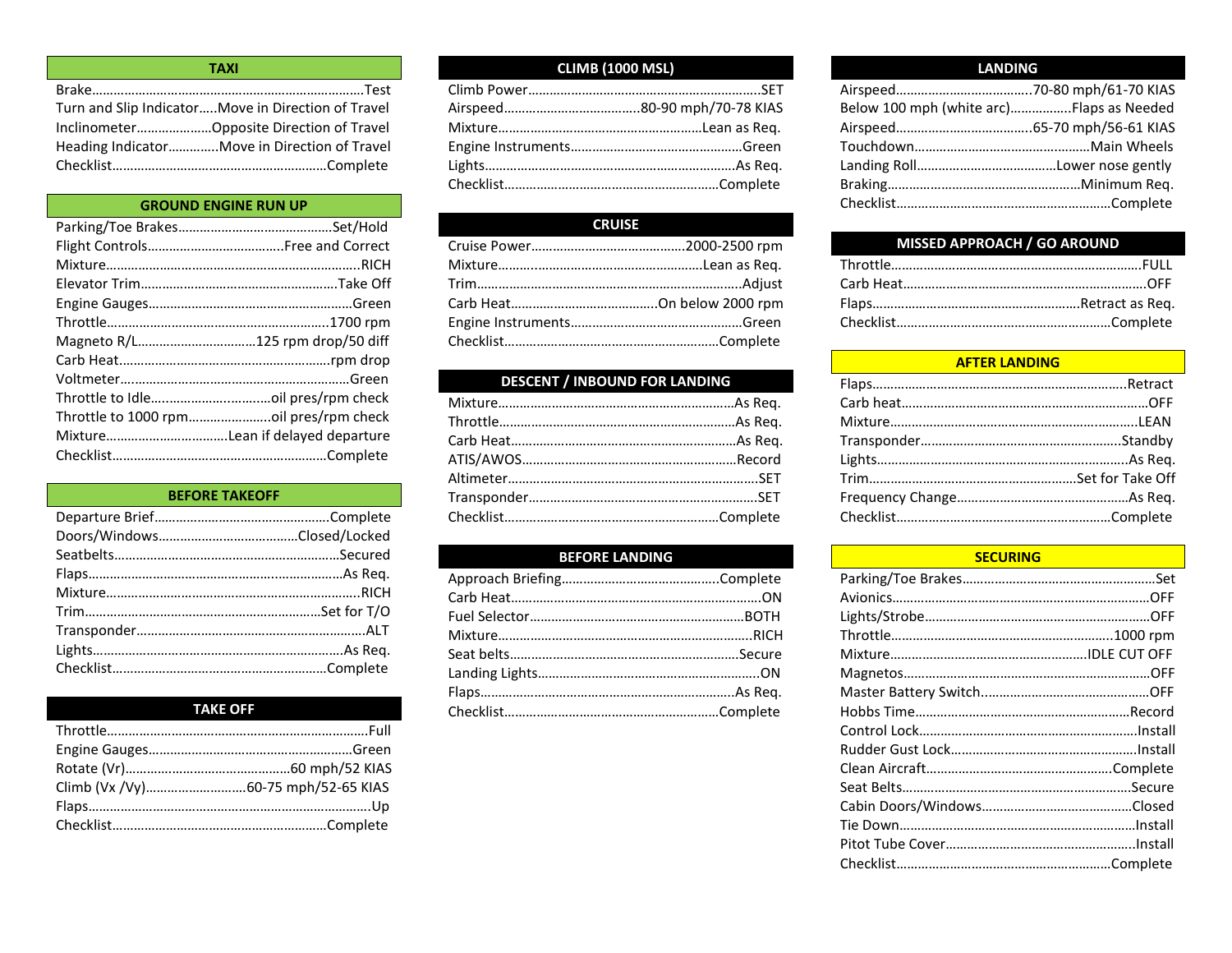## TAXI

| Item | Action |
|---|---|
| Brake | Test |
| Turn and Slip Indicator | Move in Direction of Travel |
| Inclinometer | Opposite Direction of Travel |
| Heading Indicator | Move in Direction of Travel |
| Checklist | Complete |

## GROUND ENGINE RUN UP

| Item | Action |
|---|---|
| Parking/Toe Brakes | Set/Hold |
| Flight Controls | Free and Correct |
| Mixture | RICH |
| Elevator Trim | Take Off |
| Engine Gauges | Green |
| Throttle | 1700 rpm |
| Magneto R/L | 125 rpm drop/50 diff |
| Carb Heat | rpm drop |
| Voltmeter | Green |
| Throttle to Idle | oil pres/rpm check |
| Throttle to 1000 rpm | oil pres/rpm check |
| Mixture | Lean if delayed departure |
| Checklist | Complete |

## BEFORE TAKEOFF

| Item | Action |
|---|---|
| Departure Brief | Complete |
| Doors/Windows | Closed/Locked |
| Seatbelts | Secured |
| Flaps | As Req. |
| Mixture | RICH |
| Trim | Set for T/O |
| Transponder | ALT |
| Lights | As Req. |
| Checklist | Complete |

## TAKE OFF

| Item | Action |
|---|---|
| Throttle | Full |
| Engine Gauges | Green |
| Rotate (Vr) | 60 mph/52 KIAS |
| Climb (Vx /Vy) | 60-75 mph/52-65 KIAS |
| Flaps | Up |
| Checklist | Complete |

## CLIMB (1000 MSL)

| Item | Action |
|---|---|
| Climb Power | SET |
| Airspeed | 80-90 mph/70-78 KIAS |
| Mixture | Lean as Req. |
| Engine Instruments | Green |
| Lights | As Req. |
| Checklist | Complete |

## CRUISE

| Item | Action |
|---|---|
| Cruise Power | 2000-2500 rpm |
| Mixture | Lean as Req. |
| Trim | Adjust |
| Carb Heat | On below 2000 rpm |
| Engine Instruments | Green |
| Checklist | Complete |

## DESCENT / INBOUND FOR LANDING

| Item | Action |
|---|---|
| Mixture | As Req. |
| Throttle | As Req. |
| Carb Heat | As Req. |
| ATIS/AWOS | Record |
| Altimeter | SET |
| Transponder | SET |
| Checklist | Complete |

## BEFORE LANDING

| Item | Action |
|---|---|
| Approach Briefing | Complete |
| Carb Heat | ON |
| Fuel Selector | BOTH |
| Mixture | RICH |
| Seat belts | Secure |
| Landing Lights | ON |
| Flaps | As Req. |
| Checklist | Complete |

## LANDING

| Item | Action |
|---|---|
| Airspeed | 70-80 mph/61-70 KIAS |
| Below 100 mph (white arc) | Flaps as Needed |
| Airspeed | 65-70 mph/56-61 KIAS |
| Touchdown | Main Wheels |
| Landing Roll | Lower nose gently |
| Braking | Minimum Req. |
| Checklist | Complete |

## MISSED APPROACH / GO AROUND

| Item | Action |
|---|---|
| Throttle | FULL |
| Carb Heat | OFF |
| Flaps | Retract as Req. |
| Checklist | Complete |

## AFTER LANDING

| Item | Action |
|---|---|
| Flaps | Retract |
| Carb heat | OFF |
| Mixture | LEAN |
| Transponder | Standby |
| Lights | As Req. |
| Trim | Set for Take Off |
| Frequency Change | As Req. |
| Checklist | Complete |

## SECURING

| Item | Action |
|---|---|
| Parking/Toe Brakes | Set |
| Avionics | OFF |
| Lights/Strobe | OFF |
| Throttle | 1000 rpm |
| Mixture | IDLE CUT OFF |
| Magnetos | OFF |
| Master Battery Switch | OFF |
| Hobbs Time | Record |
| Control Lock | Install |
| Rudder Gust Lock | Install |
| Clean Aircraft | Complete |
| Seat Belts | Secure |
| Cabin Doors/Windows | Closed |
| Tie Down | Install |
| Pitot Tube Cover | Install |
| Checklist | Complete |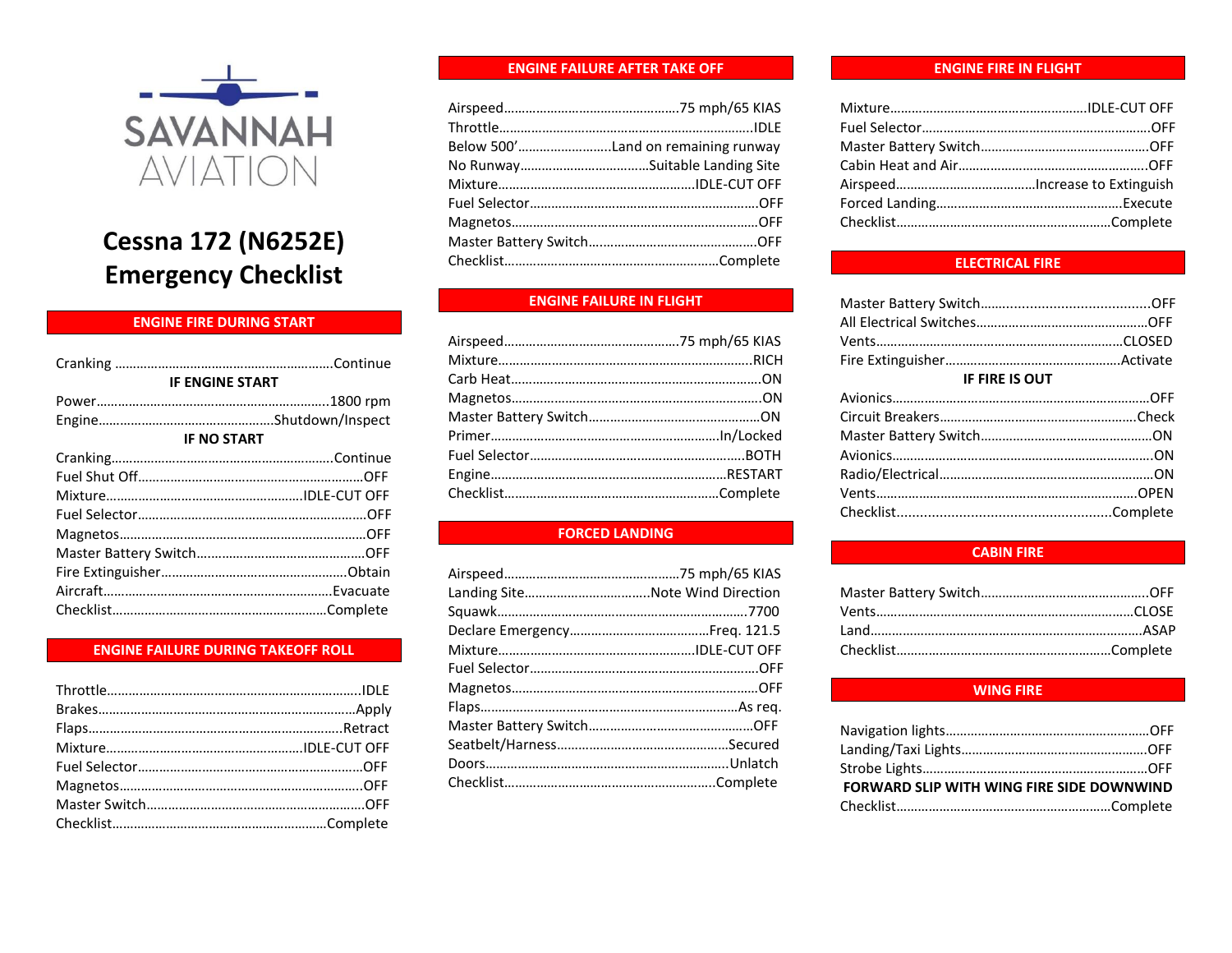SAVANNAH AVIATION

# Cessna 172 (N6252E) Emergency Checklist

## ENGINE FIRE DURING START

Cranking ............................................................Continue

**IF ENGINE START**

Power................................................................1800 rpm

Engine................................................Shutdown/Inspect

**IF NO START**

Cranking.............................................................Continue

Fuel Shut Off..............................................................OFF

Mixture......................................................IDLE-CUT OFF

Fuel Selector...............................................................OFF

Magnetos....................................................................OFF

Master Battery Switch...............................................OFF

Fire Extinguisher....................................................Obtain

Aircraft...............................................................Evacuate

Checklist...........................................................Complete

## ENGINE FAILURE DURING TAKEOFF ROLL

Throttle.......................................................................IDLE

Brakes.......................................................................Apply

Flaps......................................................................Retract

Mixture......................................................IDLE-CUT OFF

Fuel Selector..............................................................OFF

Magnetos....................................................................OFF

Master Switch............................................................OFF

Checklist...........................................................Complete

## ENGINE FAILURE AFTER TAKE OFF

Airspeed................................................75 mph/65 KIAS

Throttle.......................................................................IDLE

Below 500'..........................Land on remaining runway

No Runway...................................Suitable Landing Site

Mixture......................................................IDLE-CUT OFF

Fuel Selector..............................................................OFF

Magnetos....................................................................OFF

Master Battery Switch...............................................OFF

Checklist...........................................................Complete

## ENGINE FAILURE IN FLIGHT

Airspeed................................................75 mph/65 KIAS

Mixture......................................................................RICH

Carb Heat.....................................................................ON

Magnetos.....................................................................ON

Master Battery Switch................................................ON

Primer.................................................................In/Locked

Fuel Selector............................................................BOTH

Engine.................................................................RESTART

Checklist...........................................................Complete

## FORCED LANDING

Airspeed................................................75 mph/65 KIAS

Landing Site..................................Note Wind Direction

Squawk.......................................................................7700

Declare Emergency......................................Freq. 121.5

Mixture......................................................IDLE-CUT OFF

Fuel Selector..............................................................OFF

Magnetos....................................................................OFF

Flaps.....................................................................As req.

Master Battery Switch...............................................OFF

Seatbelt/Harness...............................................Secured

Doors..................................................................Unlatch

Checklist...........................................................Complete

## ENGINE FIRE IN FLIGHT

Mixture......................................................IDLE-CUT OFF

Fuel Selector..............................................................OFF

Master Battery Switch...............................................OFF

Cabin Heat and Air.....................................................OFF

Airspeed......................................Increase to Extinguish

Forced Landing..................................................Execute

Checklist...........................................................Complete

## ELECTRICAL FIRE

Master Battery Switch...............................................OFF

All Electrical Switches................................................OFF

Vents.................................................................CLOSED

Fire Extinguisher................................................Activate

**IF FIRE IS OUT**

Avionics.......................................................................OFF

Circuit Breakers......................................................Check

Master Battery Switch................................................ON

Avionics........................................................................ON

Radio/Electrical...........................................................ON

Vents.......................................................................OPEN

Checklist...........................................................Complete

## CABIN FIRE

Master Battery Switch...............................................OFF

Vents.....................................................................CLOSE

Land.........................................................................ASAP

Checklist...........................................................Complete

## WING FIRE

Navigation lights.........................................................OFF

Landing/Taxi Lights....................................................OFF

Strobe Lights..............................................................OFF

**FORWARD SLIP WITH WING FIRE SIDE DOWNWIND**

Checklist...........................................................Complete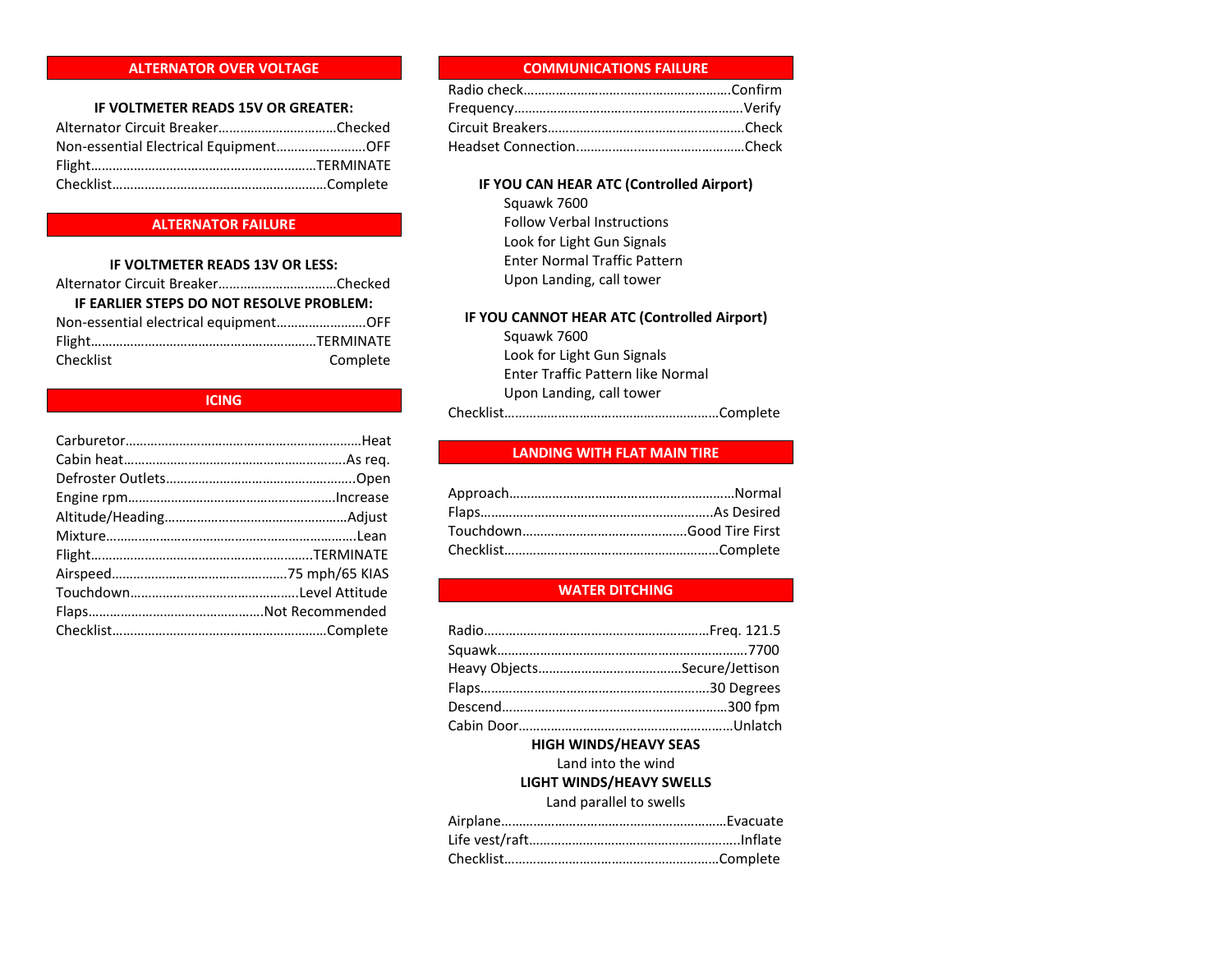## ALTERNATOR OVER VOLTAGE

**IF VOLTMETER READS 15V OR GREATER:**

Alternator Circuit Breaker................................Checked
Non-essential Electrical Equipment.........................OFF
Flight..............................................................TERMINATE
Checklist...........................................................Complete

## ALTERNATOR FAILURE

**IF VOLTMETER READS 13V OR LESS:**

Alternator Circuit Breaker................................Checked

**IF EARLIER STEPS DO NOT RESOLVE PROBLEM:**

Non-essential electrical equipment.........................OFF
Flight..............................................................TERMINATE
Checklist Complete

## ICING

Carburetor.................................................................Heat
Cabin heat.............................................................As req.
Defroster Outlets....................................................Open
Engine rpm..........................................................Increase
Altitude/Heading..................................................Adjust
Mixture.....................................................................Lean
Flight.............................................................TERMINATE
Airspeed................................................75 mph/65 KIAS
Touchdown..............................................Level Attitude
Flaps................................................Not Recommended
Checklist...........................................................Complete

## COMMUNICATIONS FAILURE

Radio check.........................................................Confirm
Frequency...............................................................Verify
Circuit Breakers......................................................Check
Headset Connection................................................Check

**IF YOU CAN HEAR ATC (Controlled Airport)**

Squawk 7600
Follow Verbal Instructions
Look for Light Gun Signals
Enter Normal Traffic Pattern
Upon Landing, call tower

**IF YOU CANNOT HEAR ATC (Controlled Airport)**

Squawk 7600
Look for Light Gun Signals
Enter Traffic Pattern like Normal
Upon Landing, call tower

Checklist...........................................................Complete

## LANDING WITH FLAT MAIN TIRE

Approach..............................................................Normal
Flaps................................................................As Desired
Touchdown.............................................Good Tire First
Checklist...........................................................Complete

## WATER DITCHING

Radio..............................................................Freq. 121.5
Squawk.....................................................................7700
Heavy Objects.......................................Secure/Jettison
Flaps..............................................................30 Degrees
Descend..............................................................300 fpm
Cabin Door..........................................................Unlatch

**HIGH WINDS/HEAVY SEAS**

Land into the wind

**LIGHT WINDS/HEAVY SWELLS**

Land parallel to swells

Airplane.............................................................Evacuate
Life vest/raft..........................................................Inflate
Checklist...........................................................Complete